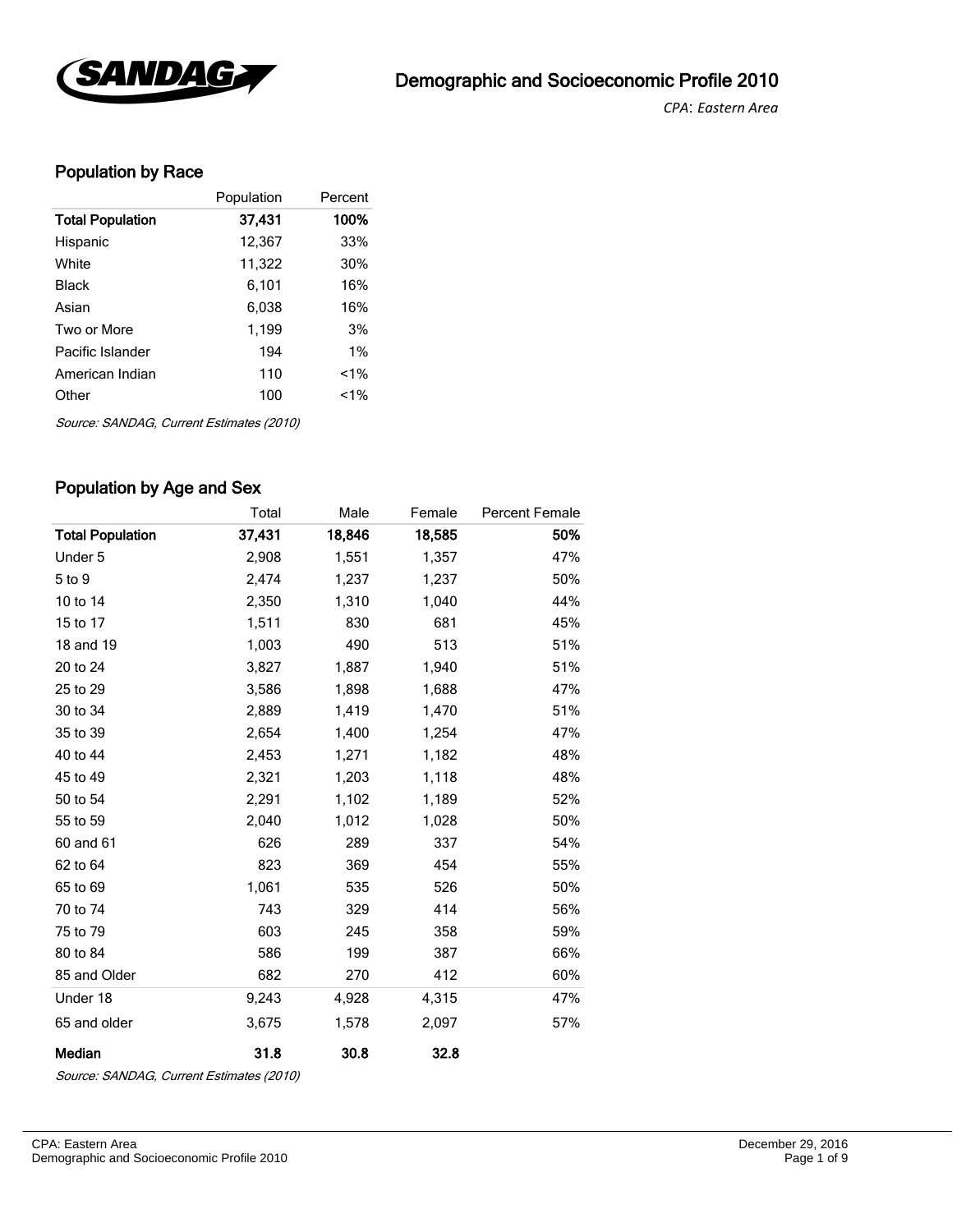# Demographic and Socioeconomic Profile 2010

*CPA: Eastern Area*

## Population by Race

| | Population | Percent |
|---|---|---|
| **Total Population** | **37,431** | **100%** |
| Hispanic | 12,367 | 33% |
| White | 11,322 | 30% |
| Black | 6,101 | 16% |
| Asian | 6,038 | 16% |
| Two or More | 1,199 | 3% |
| Pacific Islander | 194 | 1% |
| American Indian | 110 | <1% |
| Other | 100 | <1% |

*Source: SANDAG, Current Estimates (2010)*

## Population by Age and Sex

| | Total | Male | Female | Percent Female |
|---|---|---|---|---|
| **Total Population** | **37,431** | **18,846** | **18,585** | **50%** |
| Under 5 | 2,908 | 1,551 | 1,357 | 47% |
| 5 to 9 | 2,474 | 1,237 | 1,237 | 50% |
| 10 to 14 | 2,350 | 1,310 | 1,040 | 44% |
| 15 to 17 | 1,511 | 830 | 681 | 45% |
| 18 and 19 | 1,003 | 490 | 513 | 51% |
| 20 to 24 | 3,827 | 1,887 | 1,940 | 51% |
| 25 to 29 | 3,586 | 1,898 | 1,688 | 47% |
| 30 to 34 | 2,889 | 1,419 | 1,470 | 51% |
| 35 to 39 | 2,654 | 1,400 | 1,254 | 47% |
| 40 to 44 | 2,453 | 1,271 | 1,182 | 48% |
| 45 to 49 | 2,321 | 1,203 | 1,118 | 48% |
| 50 to 54 | 2,291 | 1,102 | 1,189 | 52% |
| 55 to 59 | 2,040 | 1,012 | 1,028 | 50% |
| 60 and 61 | 626 | 289 | 337 | 54% |
| 62 to 64 | 823 | 369 | 454 | 55% |
| 65 to 69 | 1,061 | 535 | 526 | 50% |
| 70 to 74 | 743 | 329 | 414 | 56% |
| 75 to 79 | 603 | 245 | 358 | 59% |
| 80 to 84 | 586 | 199 | 387 | 66% |
| 85 and Older | 682 | 270 | 412 | 60% |
| Under 18 | 9,243 | 4,928 | 4,315 | 47% |
| 65 and older | 3,675 | 1,578 | 2,097 | 57% |
| **Median** | **31.8** | **30.8** | **32.8** | |

*Source: SANDAG, Current Estimates (2010)*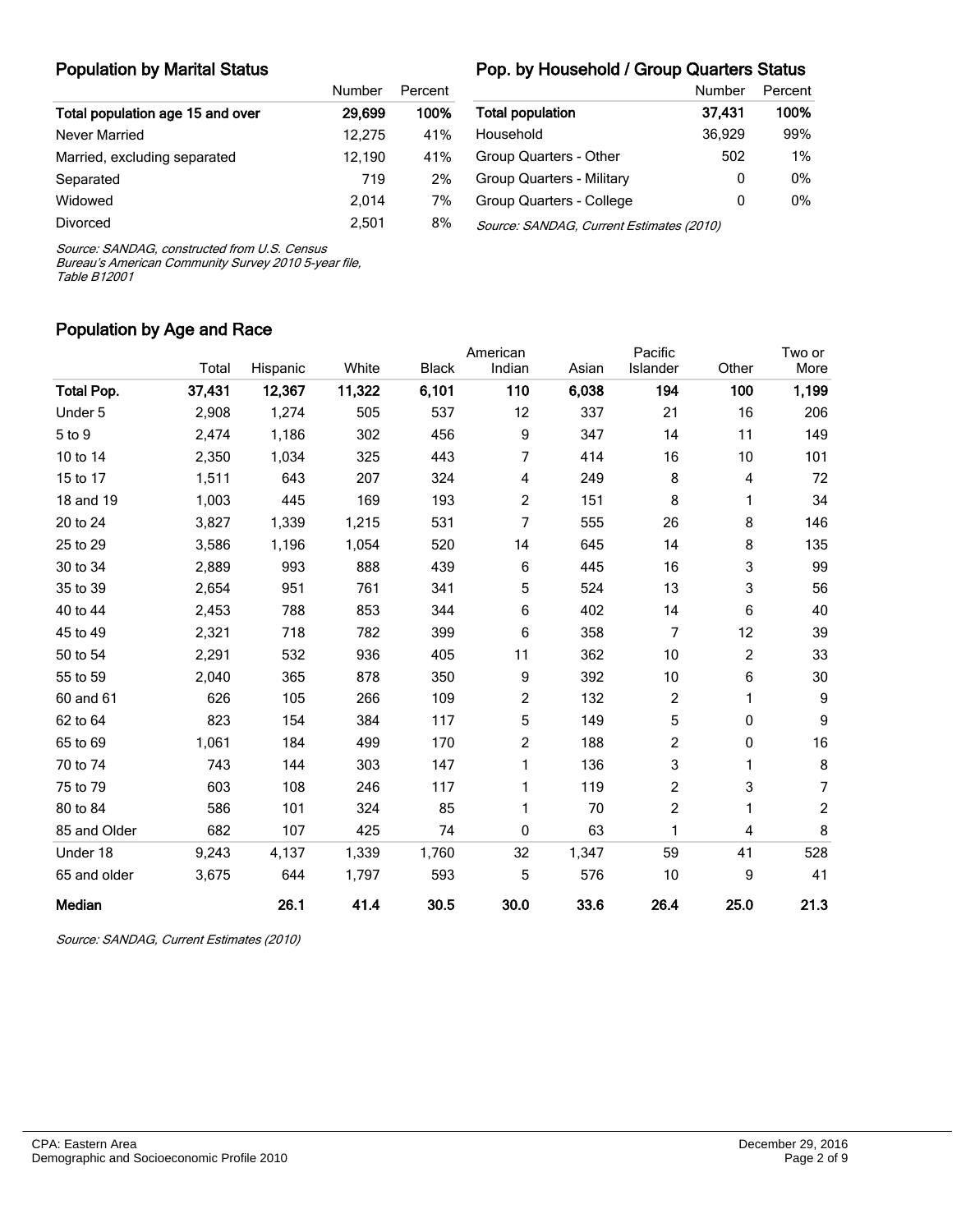## Population by Marital Status

| | Number | Percent |
|---|---|---|
| **Total population age 15 and over** | **29,699** | **100%** |
| Never Married | 12,275 | 41% |
| Married, excluding separated | 12,190 | 41% |
| Separated | 719 | 2% |
| Widowed | 2,014 | 7% |
| Divorced | 2,501 | 8% |

*Source: SANDAG, constructed from U.S. Census Bureau's American Community Survey 2010 5-year file, Table B12001*

## Pop. by Household / Group Quarters Status

| | Number | Percent |
|---|---|---|
| **Total population** | **37,431** | **100%** |
| Household | 36,929 | 99% |
| Group Quarters - Other | 502 | 1% |
| Group Quarters - Military | 0 | 0% |
| Group Quarters - College | 0 | 0% |

*Source: SANDAG, Current Estimates (2010)*

## Population by Age and Race

| | Total | Hispanic | White | Black | American Indian | Asian | Pacific Islander | Other | Two or More |
|---|---|---|---|---|---|---|---|---|---|
| **Total Pop.** | **37,431** | **12,367** | **11,322** | **6,101** | **110** | **6,038** | **194** | **100** | **1,199** |
| Under 5 | 2,908 | 1,274 | 505 | 537 | 12 | 337 | 21 | 16 | 206 |
| 5 to 9 | 2,474 | 1,186 | 302 | 456 | 9 | 347 | 14 | 11 | 149 |
| 10 to 14 | 2,350 | 1,034 | 325 | 443 | 7 | 414 | 16 | 10 | 101 |
| 15 to 17 | 1,511 | 643 | 207 | 324 | 4 | 249 | 8 | 4 | 72 |
| 18 and 19 | 1,003 | 445 | 169 | 193 | 2 | 151 | 8 | 1 | 34 |
| 20 to 24 | 3,827 | 1,339 | 1,215 | 531 | 7 | 555 | 26 | 8 | 146 |
| 25 to 29 | 3,586 | 1,196 | 1,054 | 520 | 14 | 645 | 14 | 8 | 135 |
| 30 to 34 | 2,889 | 993 | 888 | 439 | 6 | 445 | 16 | 3 | 99 |
| 35 to 39 | 2,654 | 951 | 761 | 341 | 5 | 524 | 13 | 3 | 56 |
| 40 to 44 | 2,453 | 788 | 853 | 344 | 6 | 402 | 14 | 6 | 40 |
| 45 to 49 | 2,321 | 718 | 782 | 399 | 6 | 358 | 7 | 12 | 39 |
| 50 to 54 | 2,291 | 532 | 936 | 405 | 11 | 362 | 10 | 2 | 33 |
| 55 to 59 | 2,040 | 365 | 878 | 350 | 9 | 392 | 10 | 6 | 30 |
| 60 and 61 | 626 | 105 | 266 | 109 | 2 | 132 | 2 | 1 | 9 |
| 62 to 64 | 823 | 154 | 384 | 117 | 5 | 149 | 5 | 0 | 9 |
| 65 to 69 | 1,061 | 184 | 499 | 170 | 2 | 188 | 2 | 0 | 16 |
| 70 to 74 | 743 | 144 | 303 | 147 | 1 | 136 | 3 | 1 | 8 |
| 75 to 79 | 603 | 108 | 246 | 117 | 1 | 119 | 2 | 3 | 7 |
| 80 to 84 | 586 | 101 | 324 | 85 | 1 | 70 | 2 | 1 | 2 |
| 85 and Older | 682 | 107 | 425 | 74 | 0 | 63 | 1 | 4 | 8 |
| Under 18 | 9,243 | 4,137 | 1,339 | 1,760 | 32 | 1,347 | 59 | 41 | 528 |
| 65 and older | 3,675 | 644 | 1,797 | 593 | 5 | 576 | 10 | 9 | 41 |
| **Median** | | **26.1** | **41.4** | **30.5** | **30.0** | **33.6** | **26.4** | **25.0** | **21.3** |

*Source: SANDAG, Current Estimates (2010)*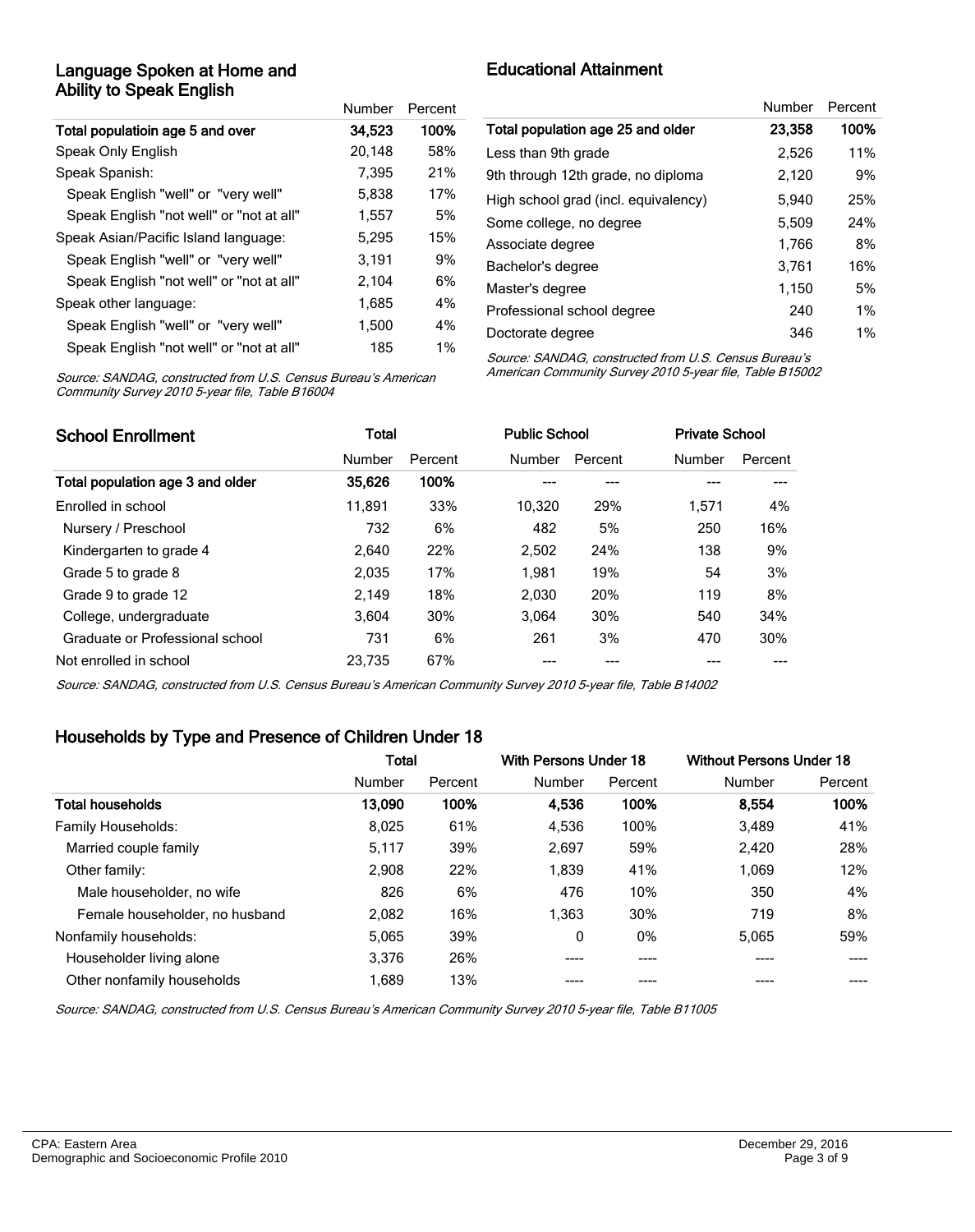## Language Spoken at Home and Ability to Speak English

| | Number | Percent |
|---|---|---|
| **Total populatioin age 5 and over** | **34,523** | **100%** |
| Speak Only English | 20,148 | 58% |
| Speak Spanish: | 7,395 | 21% |
| Speak English "well" or "very well" | 5,838 | 17% |
| Speak English "not well" or "not at all" | 1,557 | 5% |
| Speak Asian/Pacific Island language: | 5,295 | 15% |
| Speak English "well" or "very well" | 3,191 | 9% |
| Speak English "not well" or "not at all" | 2,104 | 6% |
| Speak other language: | 1,685 | 4% |
| Speak English "well" or "very well" | 1,500 | 4% |
| Speak English "not well" or "not at all" | 185 | 1% |

*Source: SANDAG, constructed from U.S. Census Bureau's American Community Survey 2010 5-year file, Table B16004*

## Educational Attainment

| | Number | Percent |
|---|---|---|
| **Total population age 25 and older** | **23,358** | **100%** |
| Less than 9th grade | 2,526 | 11% |
| 9th through 12th grade, no diploma | 2,120 | 9% |
| High school grad (incl. equivalency) | 5,940 | 25% |
| Some college, no degree | 5,509 | 24% |
| Associate degree | 1,766 | 8% |
| Bachelor's degree | 3,761 | 16% |
| Master's degree | 1,150 | 5% |
| Professional school degree | 240 | 1% |
| Doctorate degree | 346 | 1% |

*Source: SANDAG, constructed from U.S. Census Bureau's American Community Survey 2010 5-year file, Table B15002*

## School Enrollment

| | Total | | Public School | | Private School | |
|---|---|---|---|---|---|---|
| | Number | Percent | Number | Percent | Number | Percent |
| **Total population age 3 and older** | **35,626** | **100%** | --- | --- | --- | --- |
| Enrolled in school | 11,891 | 33% | 10,320 | 29% | 1,571 | 4% |
| Nursery / Preschool | 732 | 6% | 482 | 5% | 250 | 16% |
| Kindergarten to grade 4 | 2,640 | 22% | 2,502 | 24% | 138 | 9% |
| Grade 5 to grade 8 | 2,035 | 17% | 1,981 | 19% | 54 | 3% |
| Grade 9 to grade 12 | 2,149 | 18% | 2,030 | 20% | 119 | 8% |
| College, undergraduate | 3,604 | 30% | 3,064 | 30% | 540 | 34% |
| Graduate or Professional school | 731 | 6% | 261 | 3% | 470 | 30% |
| Not enrolled in school | 23,735 | 67% | --- | --- | --- | --- |

*Source: SANDAG, constructed from U.S. Census Bureau's American Community Survey 2010 5-year file, Table B14002*

## Households by Type and Presence of Children Under 18

| | Total | | With Persons Under 18 | | Without Persons Under 18 | |
|---|---|---|---|---|---|---|
| | Number | Percent | Number | Percent | Number | Percent |
| **Total households** | **13,090** | **100%** | **4,536** | **100%** | **8,554** | **100%** |
| Family Households: | 8,025 | 61% | 4,536 | 100% | 3,489 | 41% |
| Married couple family | 5,117 | 39% | 2,697 | 59% | 2,420 | 28% |
| Other family: | 2,908 | 22% | 1,839 | 41% | 1,069 | 12% |
| Male householder, no wife | 826 | 6% | 476 | 10% | 350 | 4% |
| Female householder, no husband | 2,082 | 16% | 1,363 | 30% | 719 | 8% |
| Nonfamily households: | 5,065 | 39% | 0 | 0% | 5,065 | 59% |
| Householder living alone | 3,376 | 26% | ---- | ---- | ---- | ---- |
| Other nonfamily households | 1,689 | 13% | ---- | ---- | ---- | ---- |

*Source: SANDAG, constructed from U.S. Census Bureau's American Community Survey 2010 5-year file, Table B11005*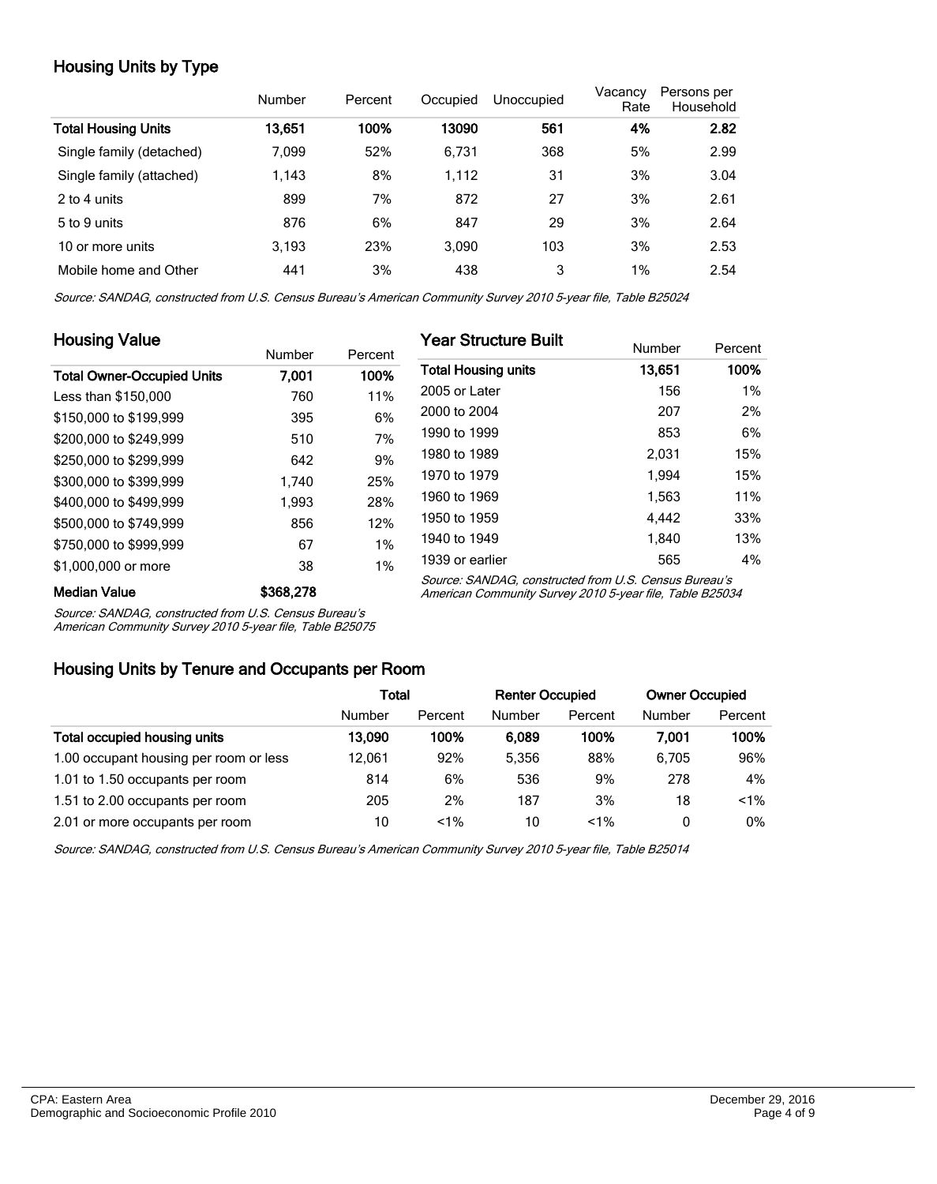## Housing Units by Type

| | Number | Percent | Occupied | Unoccupied | Vacancy Rate | Persons per Household |
|---|---|---|---|---|---|---|
| **Total Housing Units** | **13,651** | **100%** | **13090** | **561** | **4%** | **2.82** |
| Single family (detached) | 7,099 | 52% | 6,731 | 368 | 5% | 2.99 |
| Single family (attached) | 1,143 | 8% | 1,112 | 31 | 3% | 3.04 |
| 2 to 4 units | 899 | 7% | 872 | 27 | 3% | 2.61 |
| 5 to 9 units | 876 | 6% | 847 | 29 | 3% | 2.64 |
| 10 or more units | 3,193 | 23% | 3,090 | 103 | 3% | 2.53 |
| Mobile home and Other | 441 | 3% | 438 | 3 | 1% | 2.54 |

*Source: SANDAG, constructed from U.S. Census Bureau's American Community Survey 2010 5-year file, Table B25024*

## Housing Value

| | Number | Percent |
|---|---|---|
| **Total Owner-Occupied Units** | **7,001** | **100%** |
| Less than $150,000 | 760 | 11% |
| $150,000 to $199,999 | 395 | 6% |
| $200,000 to $249,999 | 510 | 7% |
| $250,000 to $299,999 | 642 | 9% |
| $300,000 to $399,999 | 1,740 | 25% |
| $400,000 to $499,999 | 1,993 | 28% |
| $500,000 to $749,999 | 856 | 12% |
| $750,000 to $999,999 | 67 | 1% |
| $1,000,000 or more | 38 | 1% |
| **Median Value** | **$368,278** | |

*Source: SANDAG, constructed from U.S. Census Bureau's American Community Survey 2010 5-year file, Table B25075*

## Year Structure Built

| | Number | Percent |
|---|---|---|
| **Total Housing units** | **13,651** | **100%** |
| 2005 or Later | 156 | 1% |
| 2000 to 2004 | 207 | 2% |
| 1990 to 1999 | 853 | 6% |
| 1980 to 1989 | 2,031 | 15% |
| 1970 to 1979 | 1,994 | 15% |
| 1960 to 1969 | 1,563 | 11% |
| 1950 to 1959 | 4,442 | 33% |
| 1940 to 1949 | 1,840 | 13% |
| 1939 or earlier | 565 | 4% |

*Source: SANDAG, constructed from U.S. Census Bureau's American Community Survey 2010 5-year file, Table B25034*

## Housing Units by Tenure and Occupants per Room

| | Total | | Renter Occupied | | Owner Occupied | |
|---|---|---|---|---|---|---|
| | Number | Percent | Number | Percent | Number | Percent |
| **Total occupied housing units** | **13,090** | **100%** | **6,089** | **100%** | **7,001** | **100%** |
| 1.00 occupant housing per room or less | 12,061 | 92% | 5,356 | 88% | 6,705 | 96% |
| 1.01 to 1.50 occupants per room | 814 | 6% | 536 | 9% | 278 | 4% |
| 1.51 to 2.00 occupants per room | 205 | 2% | 187 | 3% | 18 | <1% |
| 2.01 or more occupants per room | 10 | <1% | 10 | <1% | 0 | 0% |

*Source: SANDAG, constructed from U.S. Census Bureau's American Community Survey 2010 5-year file, Table B25014*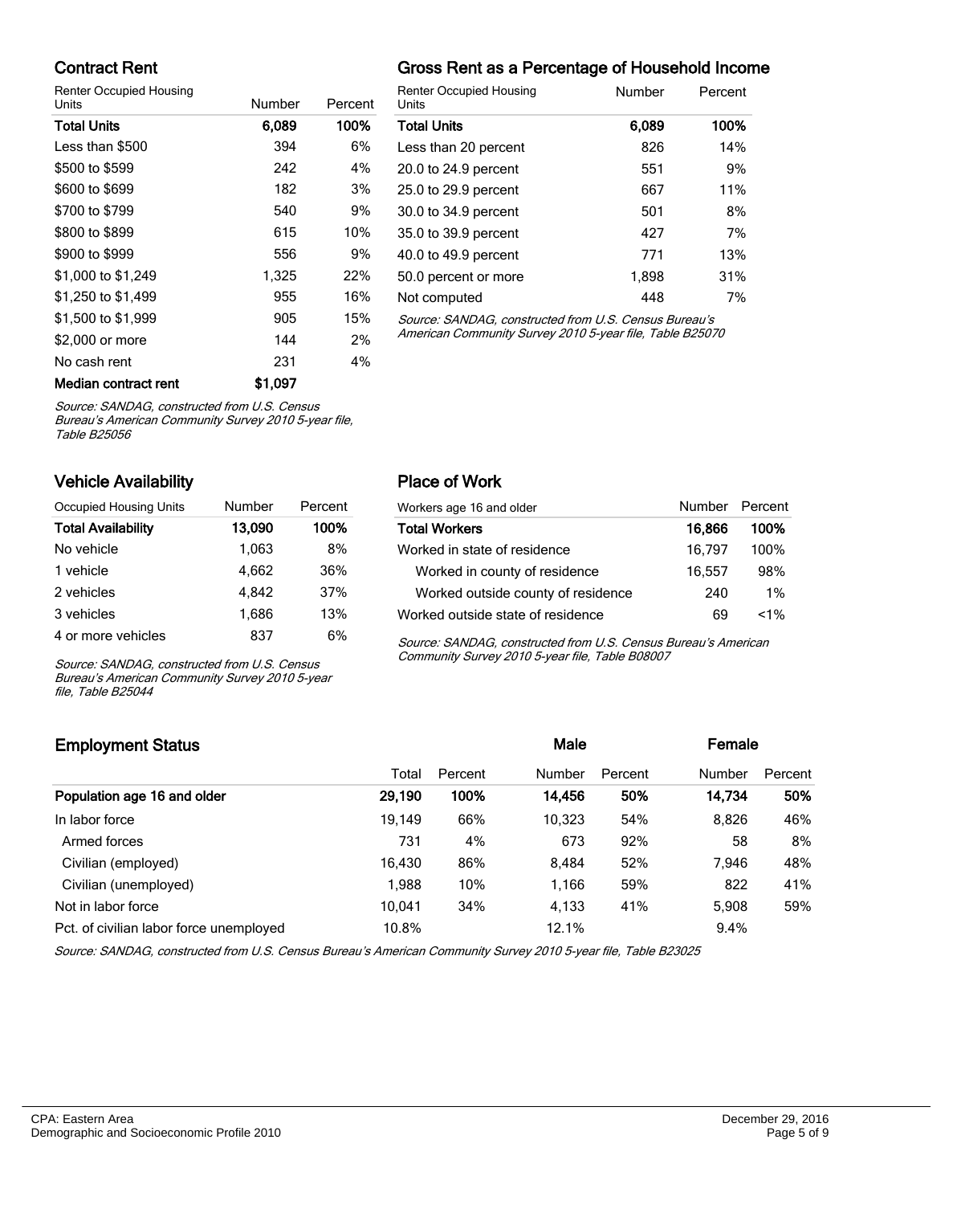## Contract Rent

| Renter Occupied Housing Units | Number | Percent |
|---|---|---|
| **Total Units** | **6,089** | **100%** |
| Less than $500 | 394 | 6% |
| $500 to $599 | 242 | 4% |
| $600 to $699 | 182 | 3% |
| $700 to $799 | 540 | 9% |
| $800 to $899 | 615 | 10% |
| $900 to $999 | 556 | 9% |
| $1,000 to $1,249 | 1,325 | 22% |
| $1,250 to $1,499 | 955 | 16% |
| $1,500 to $1,999 | 905 | 15% |
| $2,000 or more | 144 | 2% |
| No cash rent | 231 | 4% |
| **Median contract rent** | **$1,097** | |

*Source: SANDAG, constructed from U.S. Census Bureau's American Community Survey 2010 5-year file, Table B25056*

## Gross Rent as a Percentage of Household Income

| Renter Occupied Housing Units | Number | Percent |
|---|---|---|
| **Total Units** | **6,089** | **100%** |
| Less than 20 percent | 826 | 14% |
| 20.0 to 24.9 percent | 551 | 9% |
| 25.0 to 29.9 percent | 667 | 11% |
| 30.0 to 34.9 percent | 501 | 8% |
| 35.0 to 39.9 percent | 427 | 7% |
| 40.0 to 49.9 percent | 771 | 13% |
| 50.0 percent or more | 1,898 | 31% |
| Not computed | 448 | 7% |

*Source: SANDAG, constructed from U.S. Census Bureau's American Community Survey 2010 5-year file, Table B25070*

## Vehicle Availability

| Occupied Housing Units | Number | Percent |
|---|---|---|
| **Total Availability** | **13,090** | **100%** |
| No vehicle | 1,063 | 8% |
| 1 vehicle | 4,662 | 36% |
| 2 vehicles | 4,842 | 37% |
| 3 vehicles | 1,686 | 13% |
| 4 or more vehicles | 837 | 6% |

*Source: SANDAG, constructed from U.S. Census Bureau's American Community Survey 2010 5-year file, Table B25044*

## Place of Work

| Workers age 16 and older | Number | Percent |
|---|---|---|
| **Total Workers** | **16,866** | **100%** |
| Worked in state of residence | 16,797 | 100% |
| Worked in county of residence | 16,557 | 98% |
| Worked outside county of residence | 240 | 1% |
| Worked outside state of residence | 69 | <1% |

*Source: SANDAG, constructed from U.S. Census Bureau's American Community Survey 2010 5-year file, Table B08007*

## Employment Status

| | Total | Percent | Male Number | Male Percent | Female Number | Female Percent |
|---|---|---|---|---|---|---|
| **Population age 16 and older** | **29,190** | **100%** | **14,456** | **50%** | **14,734** | **50%** |
| In labor force | 19,149 | 66% | 10,323 | 54% | 8,826 | 46% |
| Armed forces | 731 | 4% | 673 | 92% | 58 | 8% |
| Civilian (employed) | 16,430 | 86% | 8,484 | 52% | 7,946 | 48% |
| Civilian (unemployed) | 1,988 | 10% | 1,166 | 59% | 822 | 41% |
| Not in labor force | 10,041 | 34% | 4,133 | 41% | 5,908 | 59% |
| Pct. of civilian labor force unemployed | 10.8% | | 12.1% | | 9.4% | |

*Source: SANDAG, constructed from U.S. Census Bureau's American Community Survey 2010 5-year file, Table B23025*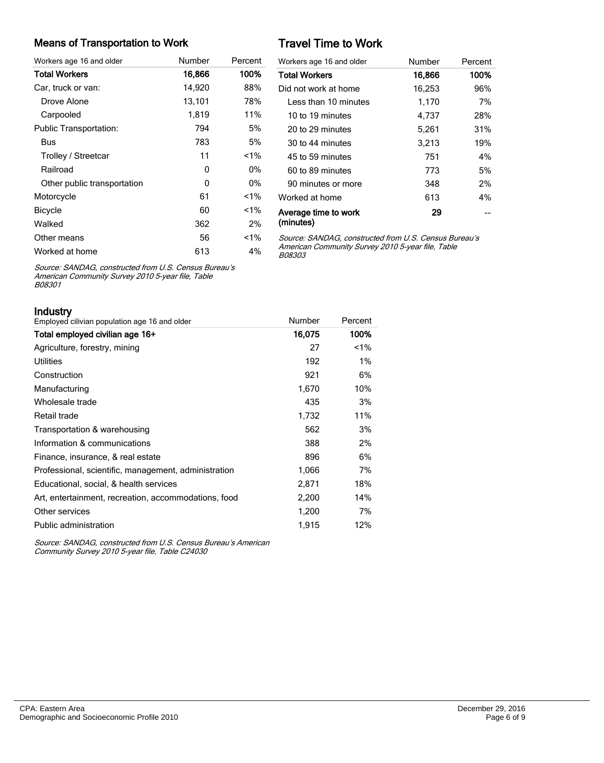## Means of Transportation to Work

| Workers age 16 and older | Number | Percent |
|---|---|---|
| **Total Workers** | **16,866** | **100%** |
| Car, truck or van: | 14,920 | 88% |
| Drove Alone | 13,101 | 78% |
| Carpooled | 1,819 | 11% |
| Public Transportation: | 794 | 5% |
| Bus | 783 | 5% |
| Trolley / Streetcar | 11 | <1% |
| Railroad | 0 | 0% |
| Other public transportation | 0 | 0% |
| Motorcycle | 61 | <1% |
| Bicycle | 60 | <1% |
| Walked | 362 | 2% |
| Other means | 56 | <1% |
| Worked at home | 613 | 4% |

*Source: SANDAG, constructed from U.S. Census Bureau's American Community Survey 2010 5-year file, Table B08301*

## Travel Time to Work

| Workers age 16 and older | Number | Percent |
|---|---|---|
| **Total Workers** | **16,866** | **100%** |
| Did not work at home | 16,253 | 96% |
| Less than 10 minutes | 1,170 | 7% |
| 10 to 19 minutes | 4,737 | 28% |
| 20 to 29 minutes | 5,261 | 31% |
| 30 to 44 minutes | 3,213 | 19% |
| 45 to 59 minutes | 751 | 4% |
| 60 to 89 minutes | 773 | 5% |
| 90 minutes or more | 348 | 2% |
| Worked at home | 613 | 4% |
| **Average time to work (minutes)** | **29** | -- |

*Source: SANDAG, constructed from U.S. Census Bureau's American Community Survey 2010 5-year file, Table B08303*

## Industry

| Employed cilivian population age 16 and older | Number | Percent |
|---|---|---|
| **Total employed civilian age 16+** | **16,075** | **100%** |
| Agriculture, forestry, mining | 27 | <1% |
| Utilities | 192 | 1% |
| Construction | 921 | 6% |
| Manufacturing | 1,670 | 10% |
| Wholesale trade | 435 | 3% |
| Retail trade | 1,732 | 11% |
| Transportation & warehousing | 562 | 3% |
| Information & communications | 388 | 2% |
| Finance, insurance, & real estate | 896 | 6% |
| Professional, scientific, management, administration | 1,066 | 7% |
| Educational, social, & health services | 2,871 | 18% |
| Art, entertainment, recreation, accommodations, food | 2,200 | 14% |
| Other services | 1,200 | 7% |
| Public administration | 1,915 | 12% |

*Source: SANDAG, constructed from U.S. Census Bureau's American Community Survey 2010 5-year file, Table C24030*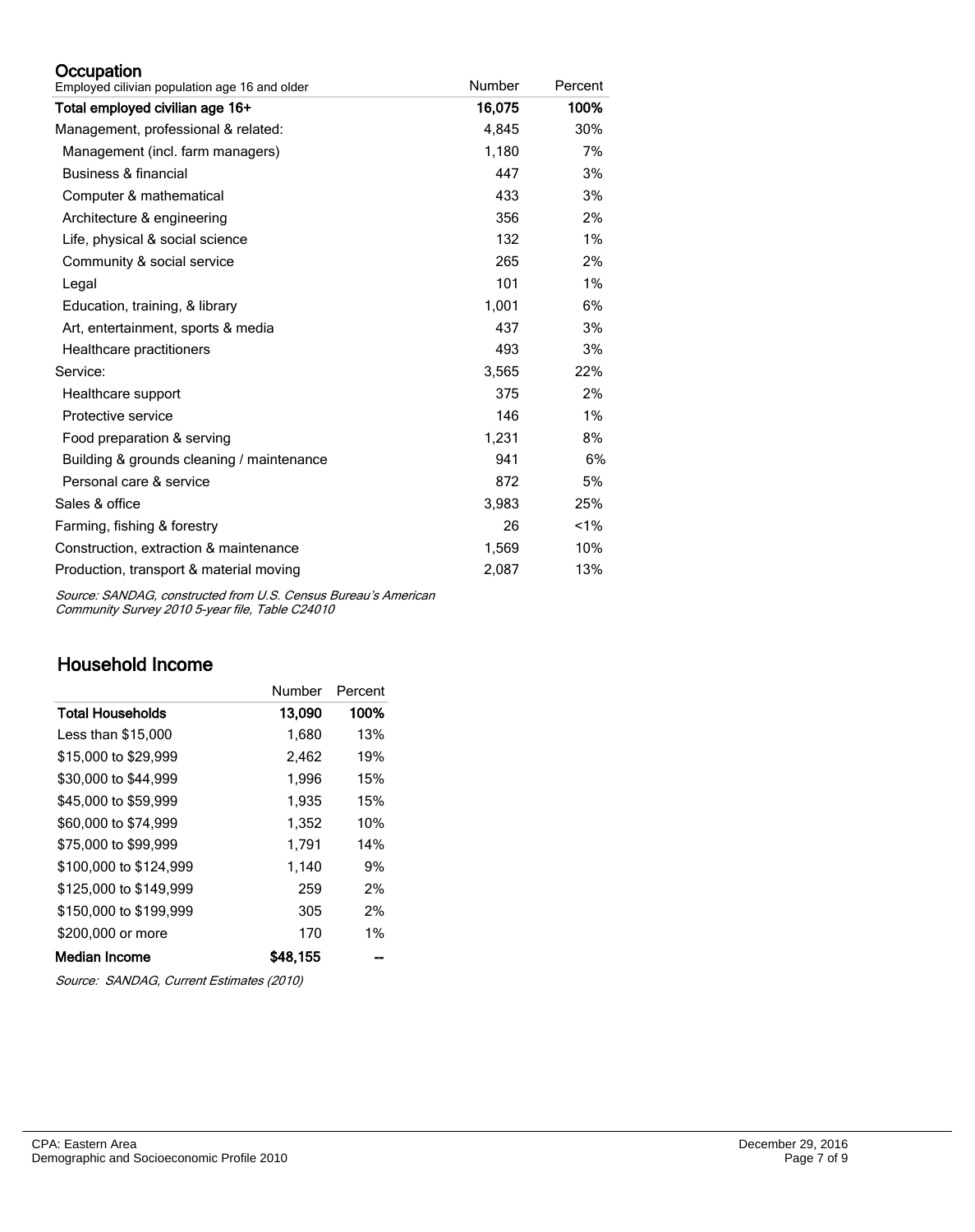## Occupation

| Employed cilivian population age 16 and older | Number | Percent |
|---|---|---|
| **Total employed civilian age 16+** | **16,075** | **100%** |
| Management, professional & related: | 4,845 | 30% |
| Management (incl. farm managers) | 1,180 | 7% |
| Business & financial | 447 | 3% |
| Computer & mathematical | 433 | 3% |
| Architecture & engineering | 356 | 2% |
| Life, physical & social science | 132 | 1% |
| Community & social service | 265 | 2% |
| Legal | 101 | 1% |
| Education, training, & library | 1,001 | 6% |
| Art, entertainment, sports & media | 437 | 3% |
| Healthcare practitioners | 493 | 3% |
| Service: | 3,565 | 22% |
| Healthcare support | 375 | 2% |
| Protective service | 146 | 1% |
| Food preparation & serving | 1,231 | 8% |
| Building & grounds cleaning / maintenance | 941 | 6% |
| Personal care & service | 872 | 5% |
| Sales & office | 3,983 | 25% |
| Farming, fishing & forestry | 26 | <1% |
| Construction, extraction & maintenance | 1,569 | 10% |
| Production, transport & material moving | 2,087 | 13% |

*Source: SANDAG, constructed from U.S. Census Bureau's American Community Survey 2010 5-year file, Table C24010*

## Household Income

| | Number | Percent |
|---|---|---|
| **Total Households** | **13,090** | **100%** |
| Less than $15,000 | 1,680 | 13% |
| $15,000 to $29,999 | 2,462 | 19% |
| $30,000 to $44,999 | 1,996 | 15% |
| $45,000 to $59,999 | 1,935 | 15% |
| $60,000 to $74,999 | 1,352 | 10% |
| $75,000 to $99,999 | 1,791 | 14% |
| $100,000 to $124,999 | 1,140 | 9% |
| $125,000 to $149,999 | 259 | 2% |
| $150,000 to $199,999 | 305 | 2% |
| $200,000 or more | 170 | 1% |
| **Median Income** | **$48,155** | -- |

*Source: SANDAG, Current Estimates (2010)*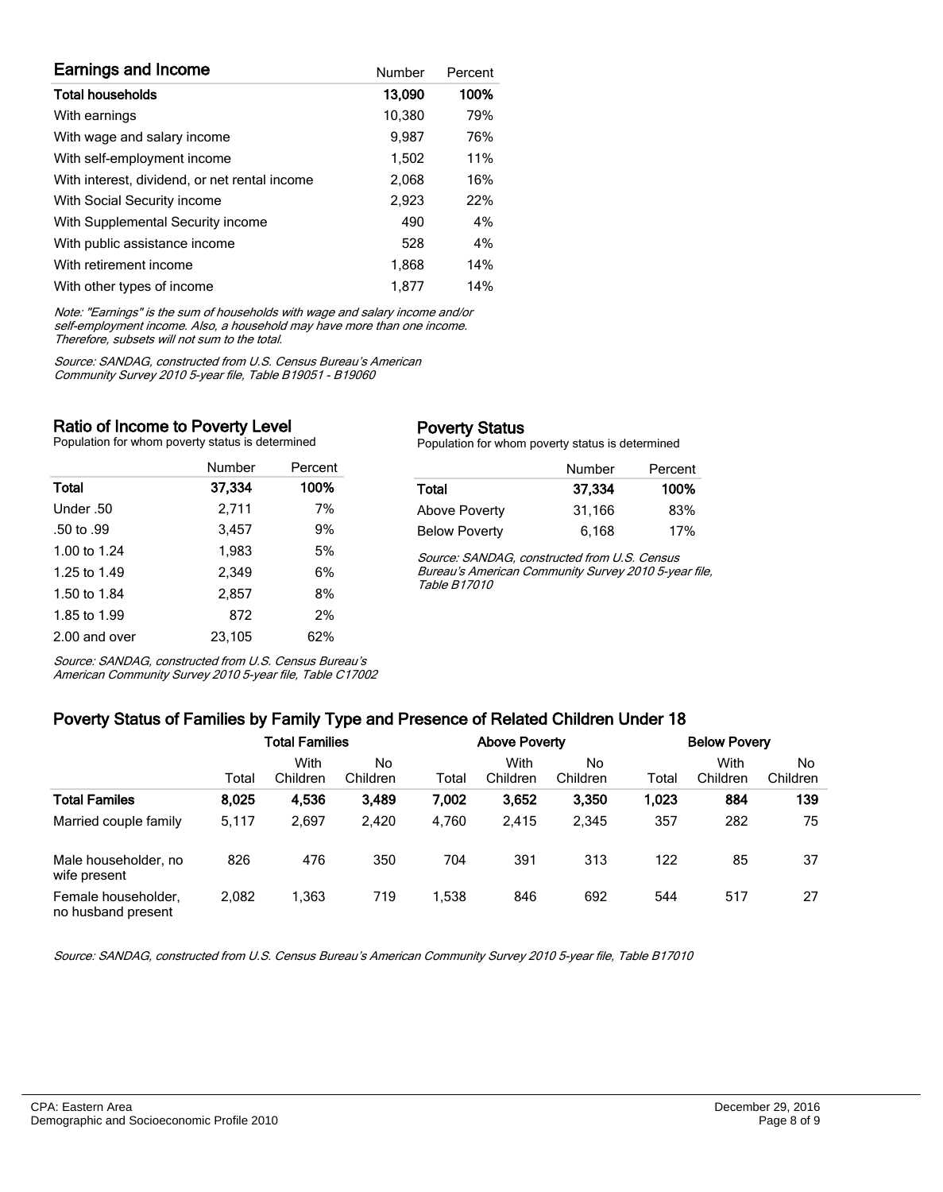## Earnings and Income

| Earnings and Income | Number | Percent |
|---|---|---|
| **Total households** | **13,090** | **100%** |
| With earnings | 10,380 | 79% |
| With wage and salary income | 9,987 | 76% |
| With self-employment income | 1,502 | 11% |
| With interest, dividend, or net rental income | 2,068 | 16% |
| With Social Security income | 2,923 | 22% |
| With Supplemental Security income | 490 | 4% |
| With public assistance income | 528 | 4% |
| With retirement income | 1,868 | 14% |
| With other types of income | 1,877 | 14% |

*Note: "Earnings" is the sum of households with wage and salary income and/or self-employment income. Also, a household may have more than one income. Therefore, subsets will not sum to the total.*

*Source: SANDAG, constructed from U.S. Census Bureau's American Community Survey 2010 5-year file, Table B19051 - B19060*

## Ratio of Income to Poverty Level

Population for whom poverty status is determined

| | Number | Percent |
|---|---|---|
| **Total** | **37,334** | **100%** |
| Under .50 | 2,711 | 7% |
| .50 to .99 | 3,457 | 9% |
| 1.00 to 1.24 | 1,983 | 5% |
| 1.25 to 1.49 | 2,349 | 6% |
| 1.50 to 1.84 | 2,857 | 8% |
| 1.85 to 1.99 | 872 | 2% |
| 2.00 and over | 23,105 | 62% |

*Source: SANDAG, constructed from U.S. Census Bureau's American Community Survey 2010 5-year file, Table C17002*

## Poverty Status

Population for whom poverty status is determined

| | Number | Percent |
|---|---|---|
| **Total** | **37,334** | **100%** |
| Above Poverty | 31,166 | 83% |
| Below Poverty | 6,168 | 17% |

*Source: SANDAG, constructed from U.S. Census Bureau's American Community Survey 2010 5-year file, Table B17010*

## Poverty Status of Families by Family Type and Presence of Related Children Under 18

| | Total Families | | | Above Poverty | | | Below Povery | | |
|---|---|---|---|---|---|---|---|---|---|
| | Total | With Children | No Children | Total | With Children | No Children | Total | With Children | No Children |
| **Total Familes** | **8,025** | **4,536** | **3,489** | **7,002** | **3,652** | **3,350** | **1,023** | **884** | **139** |
| Married couple family | 5,117 | 2,697 | 2,420 | 4,760 | 2,415 | 2,345 | 357 | 282 | 75 |
| Male householder, no wife present | 826 | 476 | 350 | 704 | 391 | 313 | 122 | 85 | 37 |
| Female householder, no husband present | 2,082 | 1,363 | 719 | 1,538 | 846 | 692 | 544 | 517 | 27 |

*Source: SANDAG, constructed from U.S. Census Bureau's American Community Survey 2010 5-year file, Table B17010*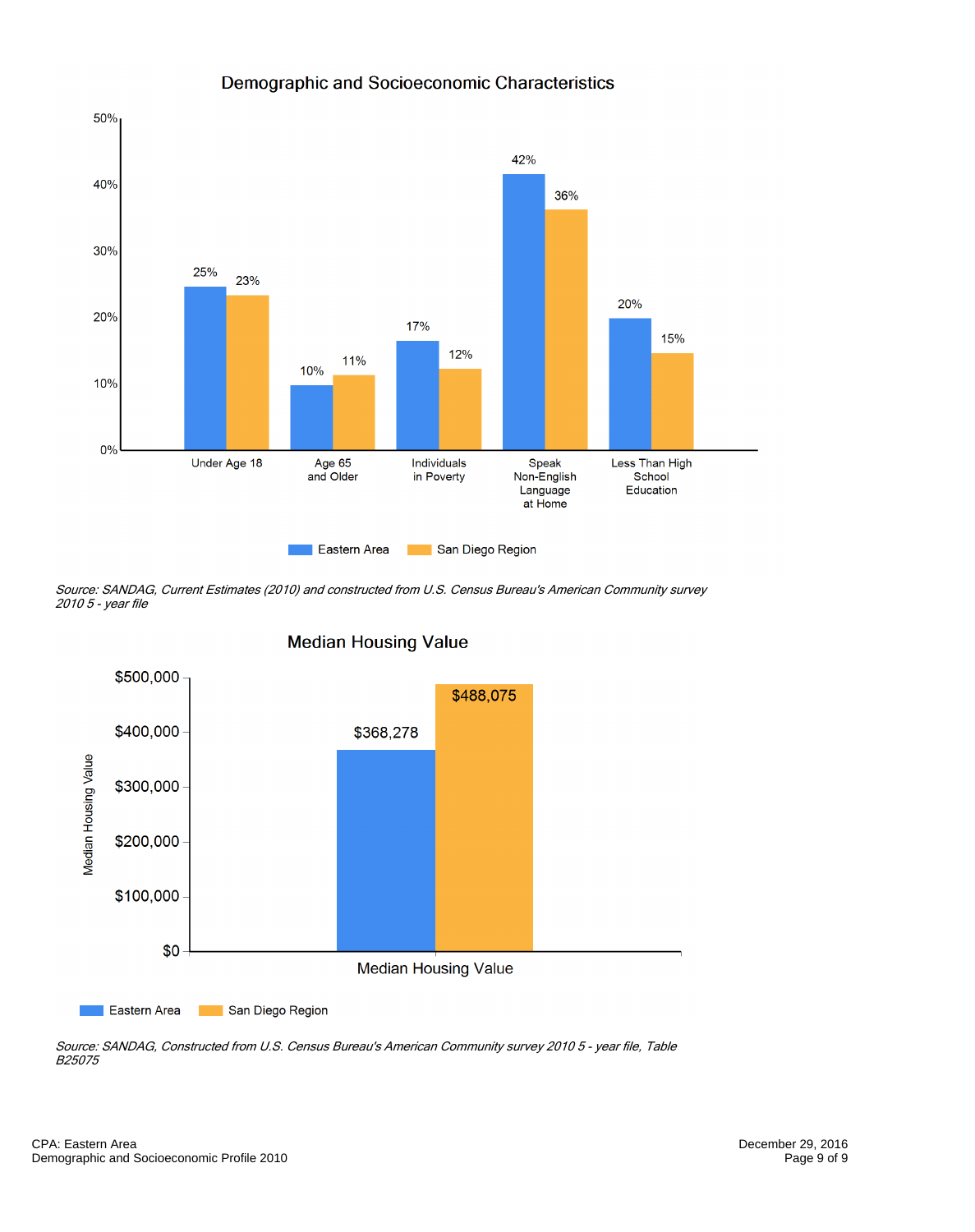## Demographic and Socioeconomic Characteristics

50%
40%
30%
20%
10%
0%

25% 23%
10% 11%
17% 12%
42% 36%
20% 15%

Under Age 18
Age 65 and Older
Individuals in Poverty
Speak Non-English Language at Home
Less Than High School Education

Eastern Area
San Diego Region

*Source: SANDAG, Current Estimates (2010) and constructed from U.S. Census Bureau's American Community survey 2010 5 - year file*

## Median Housing Value

$500,000
$400,000
$300,000
$200,000
$100,000
$0

Median Housing Value

$368,278
$488,075

Median Housing Value

Eastern Area
San Diego Region

*Source: SANDAG, Constructed from U.S. Census Bureau's American Community survey 2010 5 - year file, Table B25075*

CPA: Eastern Area
Demographic and Socioeconomic Profile 2010

December 29, 2016